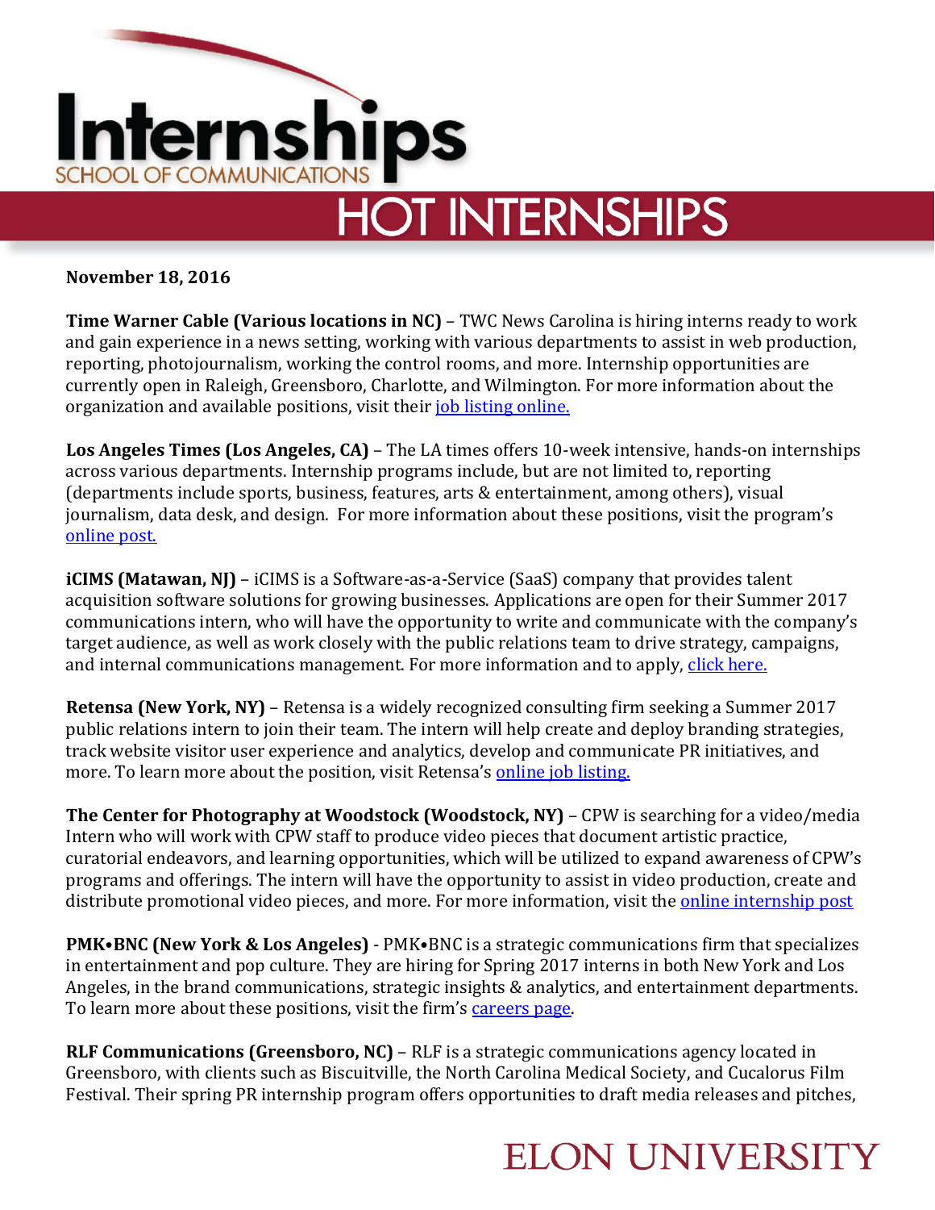# Internships

SCHOOL OF COMMUNICATIONS

## HOT INTERNSHIPS

**November 18, 2016**

**Time Warner Cable (Various locations in NC)** – TWC News Carolina is hiring interns ready to work and gain experience in a news setting, working with various departments to assist in web production, reporting, photojournalism, working the control rooms, and more. Internship opportunities are currently open in Raleigh, Greensboro, Charlotte, and Wilmington. For more information about the organization and available positions, visit their job listing online.

**Los Angeles Times (Los Angeles, CA)** – The LA times offers 10-week intensive, hands-on internships across various departments. Internship programs include, but are not limited to, reporting (departments include sports, business, features, arts & entertainment, among others), visual journalism, data desk, and design. For more information about these positions, visit the program's online post.

**iCIMS (Matawan, NJ)** – iCIMS is a Software-as-a-Service (SaaS) company that provides talent acquisition software solutions for growing businesses. Applications are open for their Summer 2017 communications intern, who will have the opportunity to write and communicate with the company's target audience, as well as work closely with the public relations team to drive strategy, campaigns, and internal communications management. For more information and to apply, click here.

**Retensa (New York, NY)** – Retensa is a widely recognized consulting firm seeking a Summer 2017 public relations intern to join their team. The intern will help create and deploy branding strategies, track website visitor user experience and analytics, develop and communicate PR initiatives, and more. To learn more about the position, visit Retensa's online job listing.

**The Center for Photography at Woodstock (Woodstock, NY)** – CPW is searching for a video/media Intern who will work with CPW staff to produce video pieces that document artistic practice, curatorial endeavors, and learning opportunities, which will be utilized to expand awareness of CPW's programs and offerings. The intern will have the opportunity to assist in video production, create and distribute promotional video pieces, and more. For more information, visit the online internship post

**PMK•BNC (New York & Los Angeles)** - PMK•BNC is a strategic communications firm that specializes in entertainment and pop culture. They are hiring for Spring 2017 interns in both New York and Los Angeles, in the brand communications, strategic insights & analytics, and entertainment departments. To learn more about these positions, visit the firm's careers page.

**RLF Communications (Greensboro, NC)** – RLF is a strategic communications agency located in Greensboro, with clients such as Biscuitville, the North Carolina Medical Society, and Cucalorus Film Festival. Their spring PR internship program offers opportunities to draft media releases and pitches,

ELON UNIVERSITY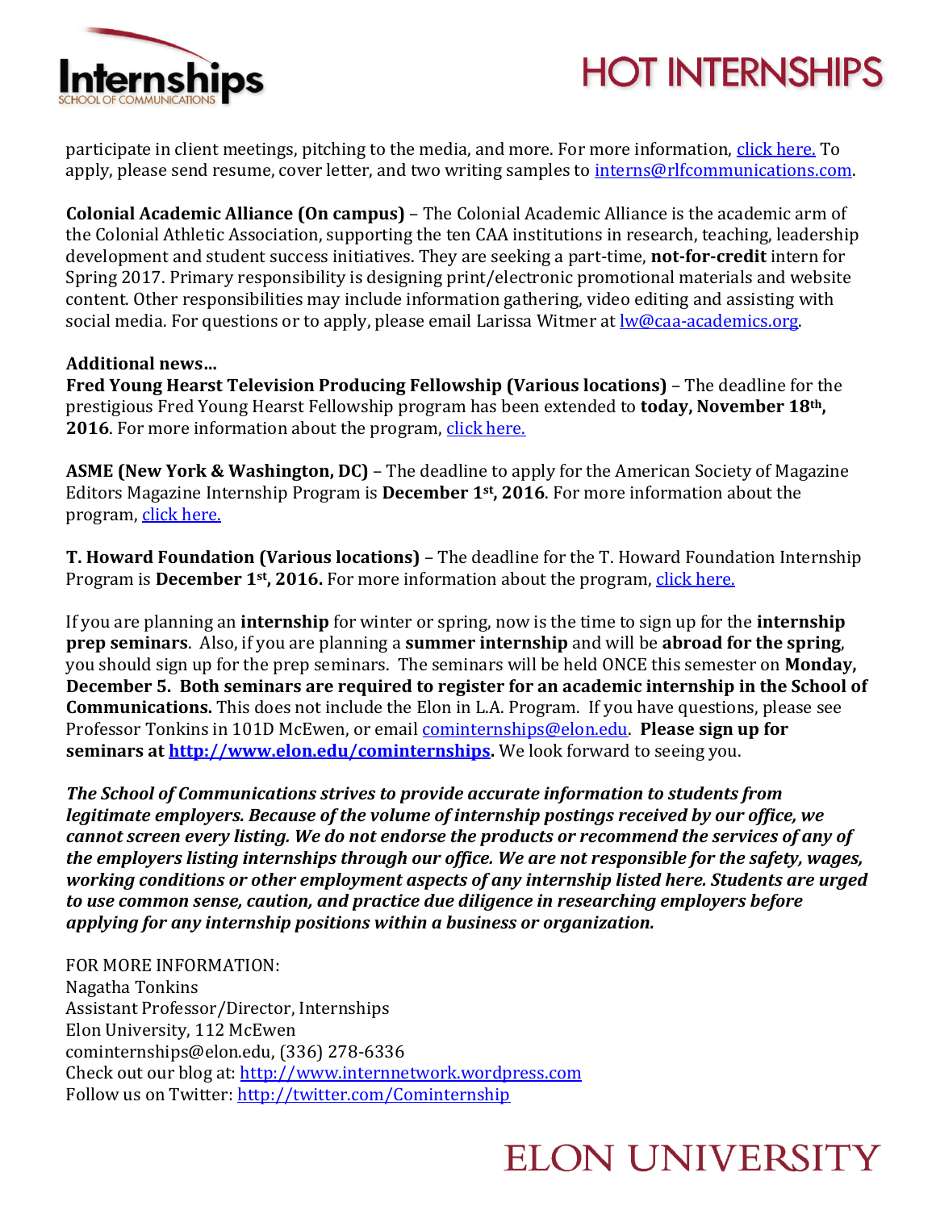participate in client meetings, pitching to the media, and more. For more information, click here. To apply, please send resume, cover letter, and two writing samples to interns@rlfcommunications.com.

**Colonial Academic Alliance (On campus)** – The Colonial Academic Alliance is the academic arm of the Colonial Athletic Association, supporting the ten CAA institutions in research, teaching, leadership development and student success initiatives. They are seeking a part-time, **not-for-credit** intern for Spring 2017. Primary responsibility is designing print/electronic promotional materials and website content. Other responsibilities may include information gathering, video editing and assisting with social media. For questions or to apply, please email Larissa Witmer at lw@caa-academics.org.

**Additional news…**

**Fred Young Hearst Television Producing Fellowship (Various locations)** – The deadline for the prestigious Fred Young Hearst Fellowship program has been extended to **today, November 18th, 2016**. For more information about the program, click here.

**ASME (New York & Washington, DC)** – The deadline to apply for the American Society of Magazine Editors Magazine Internship Program is **December 1st, 2016**. For more information about the program, click here.

**T. Howard Foundation (Various locations)** – The deadline for the T. Howard Foundation Internship Program is **December 1st, 2016.** For more information about the program, click here.

If you are planning an **internship** for winter or spring, now is the time to sign up for the **internship prep seminars**. Also, if you are planning a **summer internship** and will be **abroad for the spring**, you should sign up for the prep seminars. The seminars will be held ONCE this semester on **Monday, December 5. Both seminars are required to register for an academic internship in the School of Communications.** This does not include the Elon in L.A. Program. If you have questions, please see Professor Tonkins in 101D McEwen, or email cominternships@elon.edu. **Please sign up for seminars at http://www.elon.edu/cominternships.** We look forward to seeing you.

***The School of Communications strives to provide accurate information to students from legitimate employers. Because of the volume of internship postings received by our office, we cannot screen every listing. We do not endorse the products or recommend the services of any of the employers listing internships through our office. We are not responsible for the safety, wages, working conditions or other employment aspects of any internship listed here. Students are urged to use common sense, caution, and practice due diligence in researching employers before applying for any internship positions within a business or organization.***

FOR MORE INFORMATION:
Nagatha Tonkins
Assistant Professor/Director, Internships
Elon University, 112 McEwen
cominternships@elon.edu, (336) 278-6336
Check out our blog at: http://www.internnetwork.wordpress.com
Follow us on Twitter: http://twitter.com/Cominternship